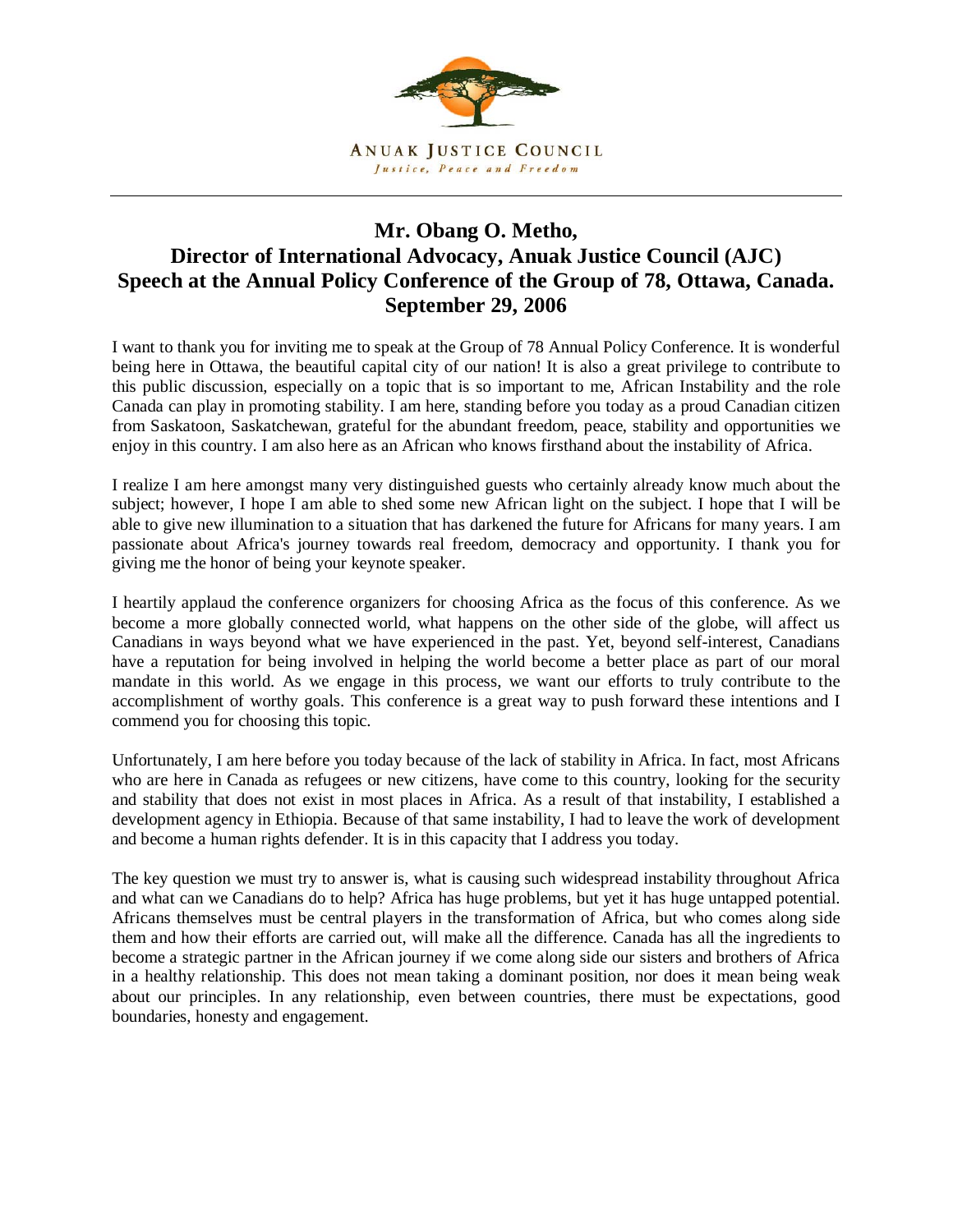ANUAK JUSTICE COUNCIL
*Justice, Peace and Freedom*

---

# Mr. Obang O. Metho, Director of International Advocacy, Anuak Justice Council (AJC) Speech at the Annual Policy Conference of the Group of 78, Ottawa, Canada. September 29, 2006

I want to thank you for inviting me to speak at the Group of 78 Annual Policy Conference. It is wonderful being here in Ottawa, the beautiful capital city of our nation! It is also a great privilege to contribute to this public discussion, especially on a topic that is so important to me, African Instability and the role Canada can play in promoting stability. I am here, standing before you today as a proud Canadian citizen from Saskatoon, Saskatchewan, grateful for the abundant freedom, peace, stability and opportunities we enjoy in this country. I am also here as an African who knows firsthand about the instability of Africa.

I realize I am here amongst many very distinguished guests who certainly already know much about the subject; however, I hope I am able to shed some new African light on the subject. I hope that I will be able to give new illumination to a situation that has darkened the future for Africans for many years. I am passionate about Africa's journey towards real freedom, democracy and opportunity. I thank you for giving me the honor of being your keynote speaker.

I heartily applaud the conference organizers for choosing Africa as the focus of this conference. As we become a more globally connected world, what happens on the other side of the globe, will affect us Canadians in ways beyond what we have experienced in the past. Yet, beyond self-interest, Canadians have a reputation for being involved in helping the world become a better place as part of our moral mandate in this world. As we engage in this process, we want our efforts to truly contribute to the accomplishment of worthy goals. This conference is a great way to push forward these intentions and I commend you for choosing this topic.

Unfortunately, I am here before you today because of the lack of stability in Africa. In fact, most Africans who are here in Canada as refugees or new citizens, have come to this country, looking for the security and stability that does not exist in most places in Africa. As a result of that instability, I established a development agency in Ethiopia. Because of that same instability, I had to leave the work of development and become a human rights defender. It is in this capacity that I address you today.

The key question we must try to answer is, what is causing such widespread instability throughout Africa and what can we Canadians do to help? Africa has huge problems, but yet it has huge untapped potential. Africans themselves must be central players in the transformation of Africa, but who comes along side them and how their efforts are carried out, will make all the difference. Canada has all the ingredients to become a strategic partner in the African journey if we come along side our sisters and brothers of Africa in a healthy relationship. This does not mean taking a dominant position, nor does it mean being weak about our principles. In any relationship, even between countries, there must be expectations, good boundaries, honesty and engagement.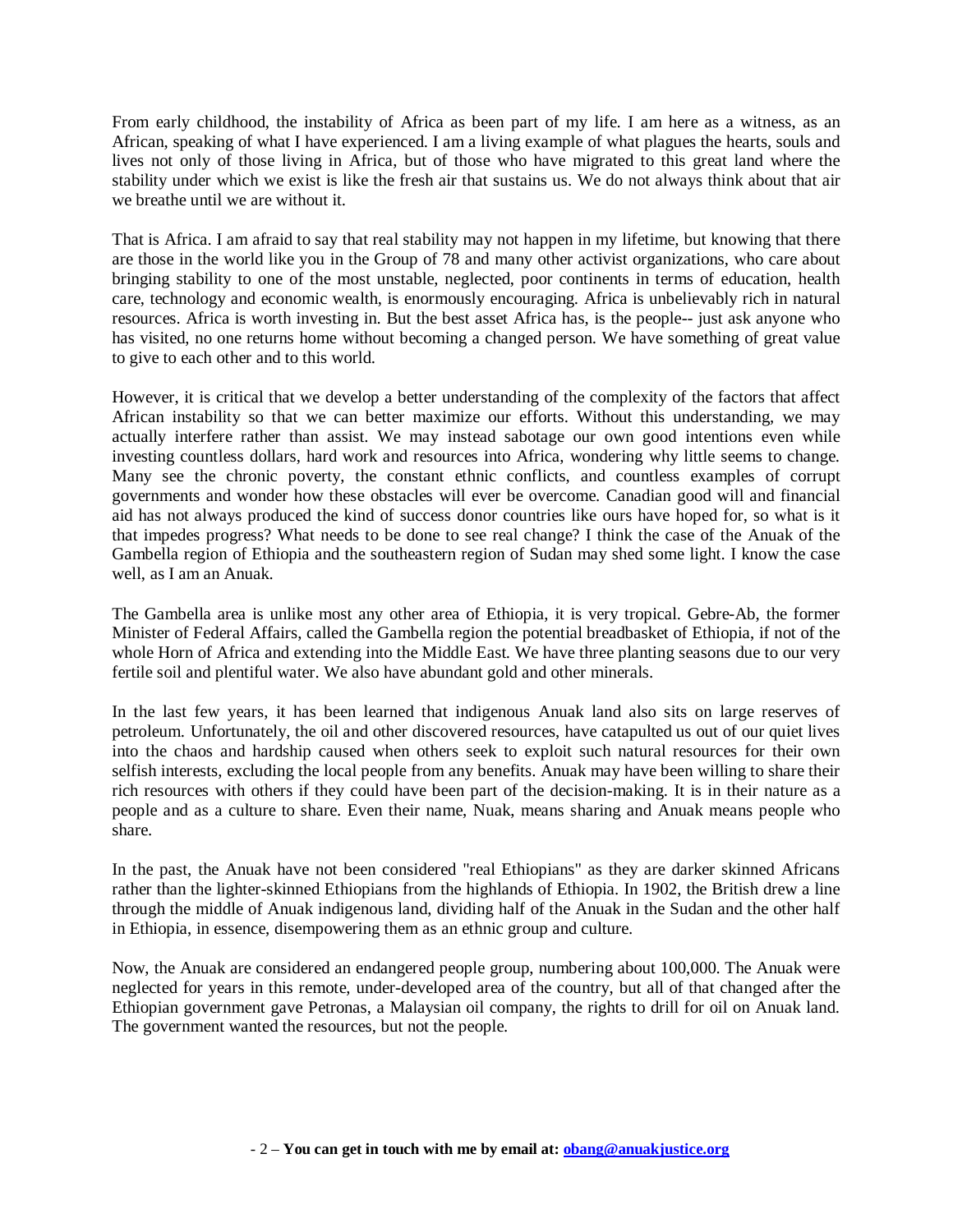From early childhood, the instability of Africa as been part of my life. I am here as a witness, as an African, speaking of what I have experienced. I am a living example of what plagues the hearts, souls and lives not only of those living in Africa, but of those who have migrated to this great land where the stability under which we exist is like the fresh air that sustains us. We do not always think about that air we breathe until we are without it.

That is Africa. I am afraid to say that real stability may not happen in my lifetime, but knowing that there are those in the world like you in the Group of 78 and many other activist organizations, who care about bringing stability to one of the most unstable, neglected, poor continents in terms of education, health care, technology and economic wealth, is enormously encouraging. Africa is unbelievably rich in natural resources. Africa is worth investing in. But the best asset Africa has, is the people-- just ask anyone who has visited, no one returns home without becoming a changed person. We have something of great value to give to each other and to this world.

However, it is critical that we develop a better understanding of the complexity of the factors that affect African instability so that we can better maximize our efforts. Without this understanding, we may actually interfere rather than assist. We may instead sabotage our own good intentions even while investing countless dollars, hard work and resources into Africa, wondering why little seems to change. Many see the chronic poverty, the constant ethnic conflicts, and countless examples of corrupt governments and wonder how these obstacles will ever be overcome. Canadian good will and financial aid has not always produced the kind of success donor countries like ours have hoped for, so what is it that impedes progress? What needs to be done to see real change? I think the case of the Anuak of the Gambella region of Ethiopia and the southeastern region of Sudan may shed some light. I know the case well, as I am an Anuak.

The Gambella area is unlike most any other area of Ethiopia, it is very tropical. Gebre-Ab, the former Minister of Federal Affairs, called the Gambella region the potential breadbasket of Ethiopia, if not of the whole Horn of Africa and extending into the Middle East. We have three planting seasons due to our very fertile soil and plentiful water. We also have abundant gold and other minerals.

In the last few years, it has been learned that indigenous Anuak land also sits on large reserves of petroleum. Unfortunately, the oil and other discovered resources, have catapulted us out of our quiet lives into the chaos and hardship caused when others seek to exploit such natural resources for their own selfish interests, excluding the local people from any benefits. Anuak may have been willing to share their rich resources with others if they could have been part of the decision-making. It is in their nature as a people and as a culture to share. Even their name, Nuak, means sharing and Anuak means people who share.

In the past, the Anuak have not been considered "real Ethiopians" as they are darker skinned Africans rather than the lighter-skinned Ethiopians from the highlands of Ethiopia. In 1902, the British drew a line through the middle of Anuak indigenous land, dividing half of the Anuak in the Sudan and the other half in Ethiopia, in essence, disempowering them as an ethnic group and culture.

Now, the Anuak are considered an endangered people group, numbering about 100,000. The Anuak were neglected for years in this remote, under-developed area of the country, but all of that changed after the Ethiopian government gave Petronas, a Malaysian oil company, the rights to drill for oil on Anuak land. The government wanted the resources, but not the people.

**You can get in touch with me by email at: [obang@anuakjustice.org](mailto:obang@anuakjustice.org)**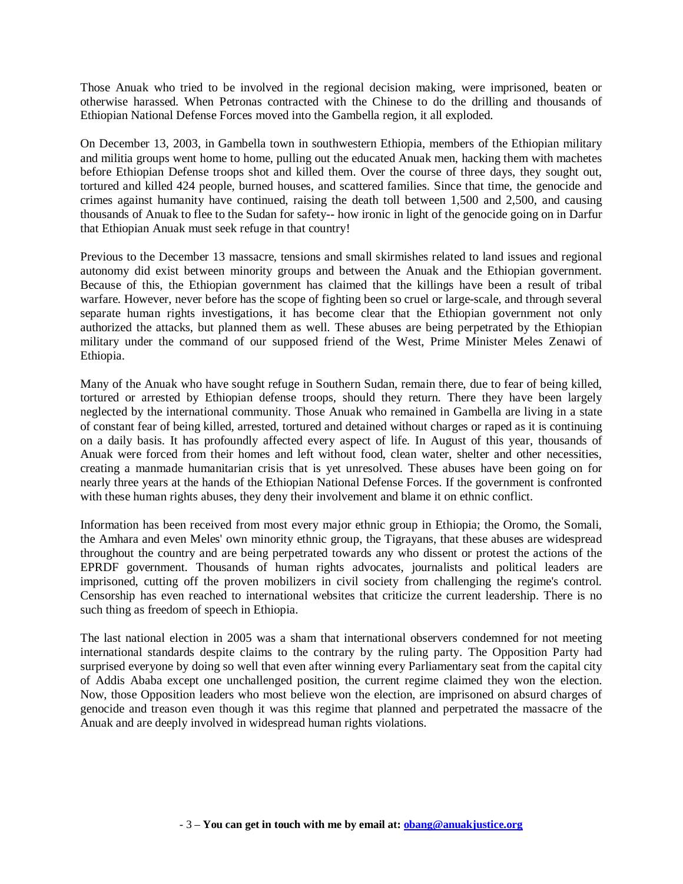Those Anuak who tried to be involved in the regional decision making, were imprisoned, beaten or otherwise harassed. When Petronas contracted with the Chinese to do the drilling and thousands of Ethiopian National Defense Forces moved into the Gambella region, it all exploded.

On December 13, 2003, in Gambella town in southwestern Ethiopia, members of the Ethiopian military and militia groups went home to home, pulling out the educated Anuak men, hacking them with machetes before Ethiopian Defense troops shot and killed them. Over the course of three days, they sought out, tortured and killed 424 people, burned houses, and scattered families. Since that time, the genocide and crimes against humanity have continued, raising the death toll between 1,500 and 2,500, and causing thousands of Anuak to flee to the Sudan for safety-- how ironic in light of the genocide going on in Darfur that Ethiopian Anuak must seek refuge in that country!

Previous to the December 13 massacre, tensions and small skirmishes related to land issues and regional autonomy did exist between minority groups and between the Anuak and the Ethiopian government. Because of this, the Ethiopian government has claimed that the killings have been a result of tribal warfare. However, never before has the scope of fighting been so cruel or large-scale, and through several separate human rights investigations, it has become clear that the Ethiopian government not only authorized the attacks, but planned them as well. These abuses are being perpetrated by the Ethiopian military under the command of our supposed friend of the West, Prime Minister Meles Zenawi of Ethiopia.

Many of the Anuak who have sought refuge in Southern Sudan, remain there, due to fear of being killed, tortured or arrested by Ethiopian defense troops, should they return. There they have been largely neglected by the international community. Those Anuak who remained in Gambella are living in a state of constant fear of being killed, arrested, tortured and detained without charges or raped as it is continuing on a daily basis. It has profoundly affected every aspect of life. In August of this year, thousands of Anuak were forced from their homes and left without food, clean water, shelter and other necessities, creating a manmade humanitarian crisis that is yet unresolved. These abuses have been going on for nearly three years at the hands of the Ethiopian National Defense Forces. If the government is confronted with these human rights abuses, they deny their involvement and blame it on ethnic conflict.

Information has been received from most every major ethnic group in Ethiopia; the Oromo, the Somali, the Amhara and even Meles' own minority ethnic group, the Tigrayans, that these abuses are widespread throughout the country and are being perpetrated towards any who dissent or protest the actions of the EPRDF government. Thousands of human rights advocates, journalists and political leaders are imprisoned, cutting off the proven mobilizers in civil society from challenging the regime's control. Censorship has even reached to international websites that criticize the current leadership. There is no such thing as freedom of speech in Ethiopia.

The last national election in 2005 was a sham that international observers condemned for not meeting international standards despite claims to the contrary by the ruling party. The Opposition Party had surprised everyone by doing so well that even after winning every Parliamentary seat from the capital city of Addis Ababa except one unchallenged position, the current regime claimed they won the election. Now, those Opposition leaders who most believe won the election, are imprisoned on absurd charges of genocide and treason even though it was this regime that planned and perpetrated the massacre of the Anuak and are deeply involved in widespread human rights violations.

**You can get in touch with me by email at: obang@anuakjustice.org**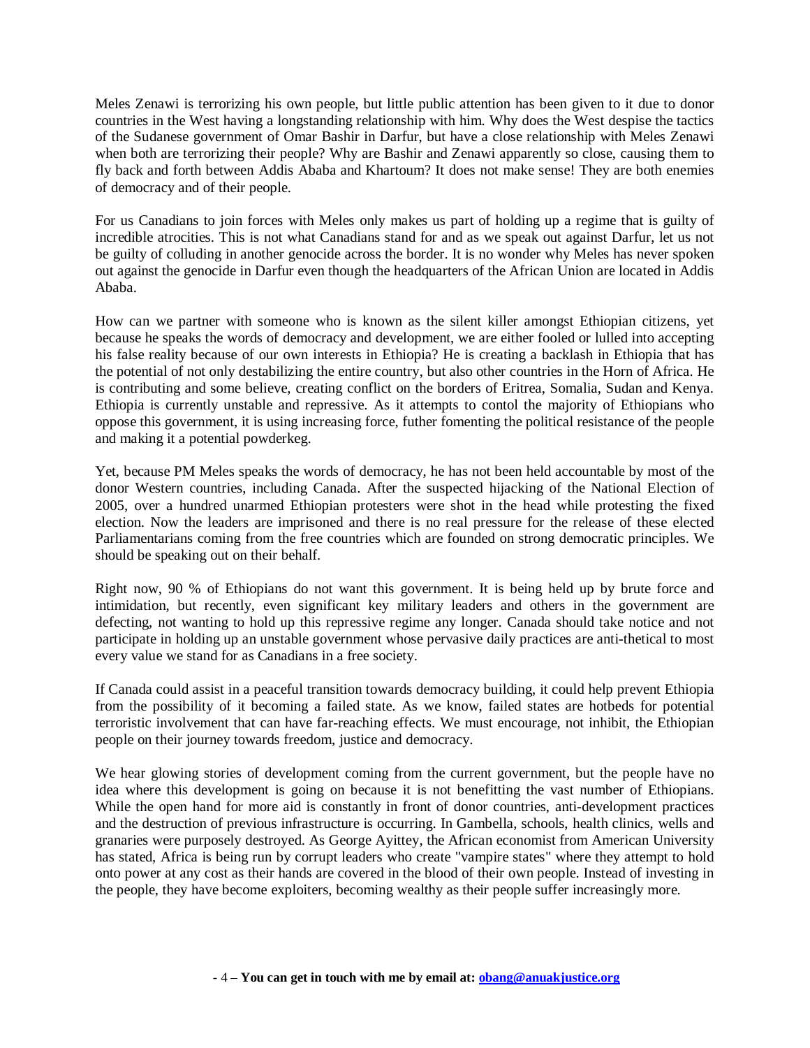Meles Zenawi is terrorizing his own people, but little public attention has been given to it due to donor countries in the West having a longstanding relationship with him. Why does the West despise the tactics of the Sudanese government of Omar Bashir in Darfur, but have a close relationship with Meles Zenawi when both are terrorizing their people? Why are Bashir and Zenawi apparently so close, causing them to fly back and forth between Addis Ababa and Khartoum? It does not make sense! They are both enemies of democracy and of their people.

For us Canadians to join forces with Meles only makes us part of holding up a regime that is guilty of incredible atrocities. This is not what Canadians stand for and as we speak out against Darfur, let us not be guilty of colluding in another genocide across the border. It is no wonder why Meles has never spoken out against the genocide in Darfur even though the headquarters of the African Union are located in Addis Ababa.

How can we partner with someone who is known as the silent killer amongst Ethiopian citizens, yet because he speaks the words of democracy and development, we are either fooled or lulled into accepting his false reality because of our own interests in Ethiopia? He is creating a backlash in Ethiopia that has the potential of not only destabilizing the entire country, but also other countries in the Horn of Africa. He is contributing and some believe, creating conflict on the borders of Eritrea, Somalia, Sudan and Kenya. Ethiopia is currently unstable and repressive. As it attempts to contol the majority of Ethiopians who oppose this government, it is using increasing force, futher fomenting the political resistance of the people and making it a potential powderkeg.

Yet, because PM Meles speaks the words of democracy, he has not been held accountable by most of the donor Western countries, including Canada. After the suspected hijacking of the National Election of 2005, over a hundred unarmed Ethiopian protesters were shot in the head while protesting the fixed election. Now the leaders are imprisoned and there is no real pressure for the release of these elected Parliamentarians coming from the free countries which are founded on strong democratic principles. We should be speaking out on their behalf.

Right now, 90 % of Ethiopians do not want this government. It is being held up by brute force and intimidation, but recently, even significant key military leaders and others in the government are defecting, not wanting to hold up this repressive regime any longer. Canada should take notice and not participate in holding up an unstable government whose pervasive daily practices are anti-thetical to most every value we stand for as Canadians in a free society.

If Canada could assist in a peaceful transition towards democracy building, it could help prevent Ethiopia from the possibility of it becoming a failed state. As we know, failed states are hotbeds for potential terroristic involvement that can have far-reaching effects. We must encourage, not inhibit, the Ethiopian people on their journey towards freedom, justice and democracy.

We hear glowing stories of development coming from the current government, but the people have no idea where this development is going on because it is not benefitting the vast number of Ethiopians. While the open hand for more aid is constantly in front of donor countries, anti-development practices and the destruction of previous infrastructure is occurring. In Gambella, schools, health clinics, wells and granaries were purposely destroyed. As George Ayittey, the African economist from American University has stated, Africa is being run by corrupt leaders who create "vampire states" where they attempt to hold onto power at any cost as their hands are covered in the blood of their own people. Instead of investing in the people, they have become exploiters, becoming wealthy as their people suffer increasingly more.

**You can get in touch with me by email at: [obang@anuakjustice.org](mailto:obang@anuakjustice.org)**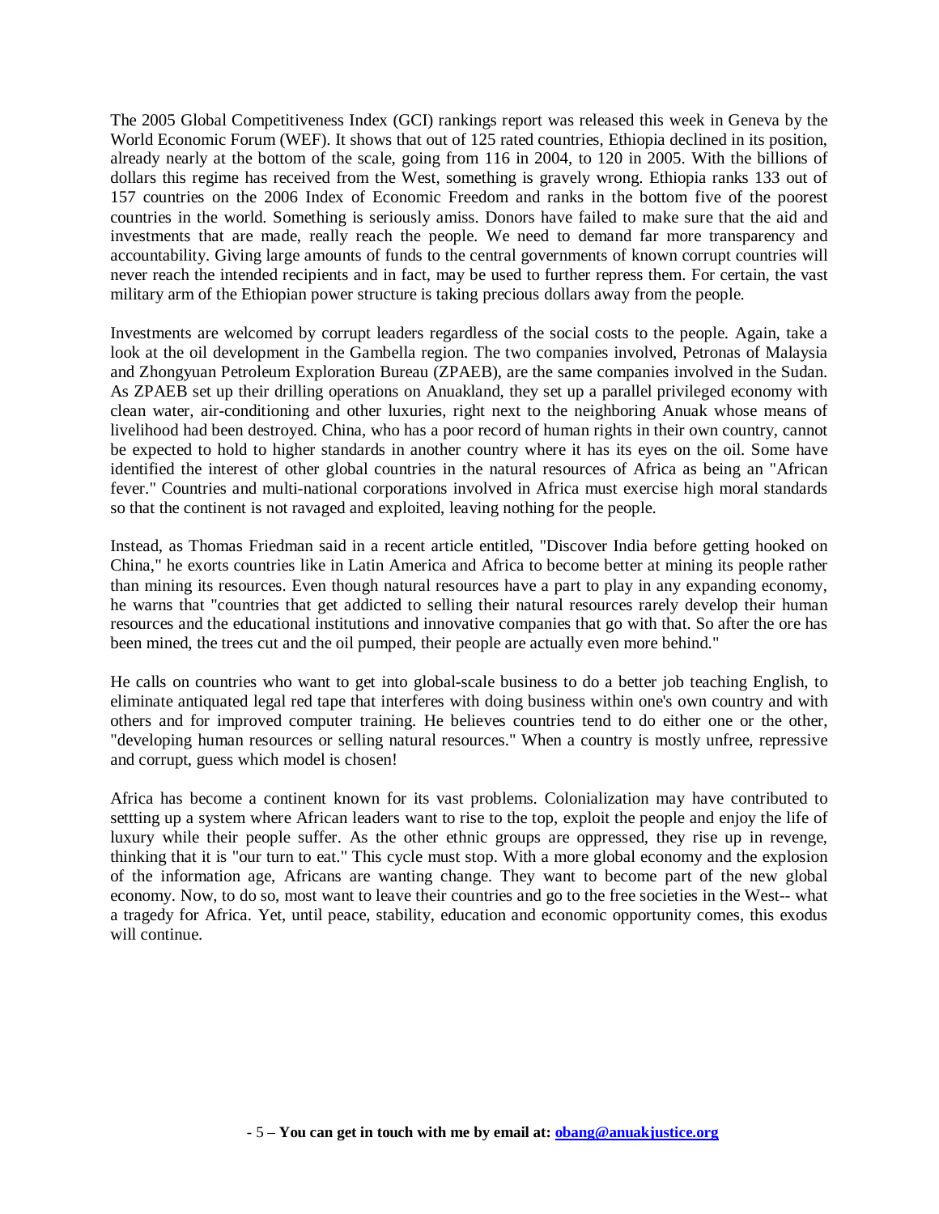The 2005 Global Competitiveness Index (GCI) rankings report was released this week in Geneva by the World Economic Forum (WEF). It shows that out of 125 rated countries, Ethiopia declined in its position, already nearly at the bottom of the scale, going from 116 in 2004, to 120 in 2005. With the billions of dollars this regime has received from the West, something is gravely wrong. Ethiopia ranks 133 out of 157 countries on the 2006 Index of Economic Freedom and ranks in the bottom five of the poorest countries in the world. Something is seriously amiss. Donors have failed to make sure that the aid and investments that are made, really reach the people. We need to demand far more transparency and accountability. Giving large amounts of funds to the central governments of known corrupt countries will never reach the intended recipients and in fact, may be used to further repress them. For certain, the vast military arm of the Ethiopian power structure is taking precious dollars away from the people.

Investments are welcomed by corrupt leaders regardless of the social costs to the people. Again, take a look at the oil development in the Gambella region. The two companies involved, Petronas of Malaysia and Zhongyuan Petroleum Exploration Bureau (ZPAEB), are the same companies involved in the Sudan. As ZPAEB set up their drilling operations on Anuakland, they set up a parallel privileged economy with clean water, air-conditioning and other luxuries, right next to the neighboring Anuak whose means of livelihood had been destroyed. China, who has a poor record of human rights in their own country, cannot be expected to hold to higher standards in another country where it has its eyes on the oil. Some have identified the interest of other global countries in the natural resources of Africa as being an "African fever." Countries and multi-national corporations involved in Africa must exercise high moral standards so that the continent is not ravaged and exploited, leaving nothing for the people.

Instead, as Thomas Friedman said in a recent article entitled, "Discover India before getting hooked on China," he exorts countries like in Latin America and Africa to become better at mining its people rather than mining its resources. Even though natural resources have a part to play in any expanding economy, he warns that "countries that get addicted to selling their natural resources rarely develop their human resources and the educational institutions and innovative companies that go with that. So after the ore has been mined, the trees cut and the oil pumped, their people are actually even more behind."

He calls on countries who want to get into global-scale business to do a better job teaching English, to eliminate antiquated legal red tape that interferes with doing business within one's own country and with others and for improved computer training. He believes countries tend to do either one or the other, "developing human resources or selling natural resources." When a country is mostly unfree, repressive and corrupt, guess which model is chosen!

Africa has become a continent known for its vast problems. Colonialization may have contributed to settting up a system where African leaders want to rise to the top, exploit the people and enjoy the life of luxury while their people suffer. As the other ethnic groups are oppressed, they rise up in revenge, thinking that it is "our turn to eat." This cycle must stop. With a more global economy and the explosion of the information age, Africans are wanting change. They want to become part of the new global economy. Now, to do so, most want to leave their countries and go to the free societies in the West-- what a tragedy for Africa. Yet, until peace, stability, education and economic opportunity comes, this exodus will continue.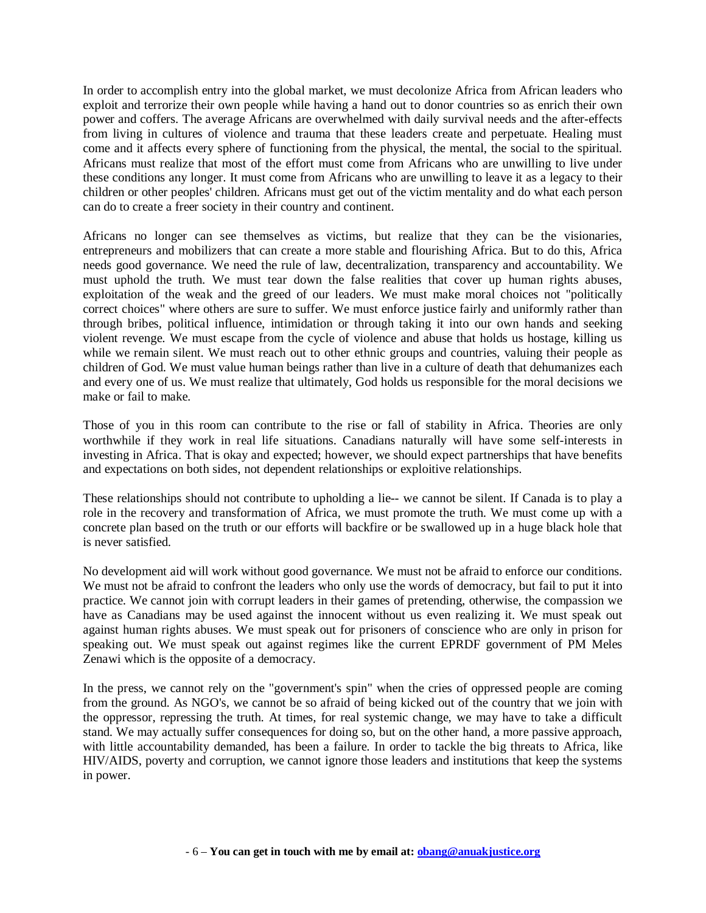In order to accomplish entry into the global market, we must decolonize Africa from African leaders who exploit and terrorize their own people while having a hand out to donor countries so as enrich their own power and coffers. The average Africans are overwhelmed with daily survival needs and the after-effects from living in cultures of violence and trauma that these leaders create and perpetuate. Healing must come and it affects every sphere of functioning from the physical, the mental, the social to the spiritual. Africans must realize that most of the effort must come from Africans who are unwilling to live under these conditions any longer. It must come from Africans who are unwilling to leave it as a legacy to their children or other peoples' children. Africans must get out of the victim mentality and do what each person can do to create a freer society in their country and continent.

Africans no longer can see themselves as victims, but realize that they can be the visionaries, entrepreneurs and mobilizers that can create a more stable and flourishing Africa. But to do this, Africa needs good governance. We need the rule of law, decentralization, transparency and accountability. We must uphold the truth. We must tear down the false realities that cover up human rights abuses, exploitation of the weak and the greed of our leaders. We must make moral choices not "politically correct choices" where others are sure to suffer. We must enforce justice fairly and uniformly rather than through bribes, political influence, intimidation or through taking it into our own hands and seeking violent revenge. We must escape from the cycle of violence and abuse that holds us hostage, killing us while we remain silent. We must reach out to other ethnic groups and countries, valuing their people as children of God. We must value human beings rather than live in a culture of death that dehumanizes each and every one of us. We must realize that ultimately, God holds us responsible for the moral decisions we make or fail to make.

Those of you in this room can contribute to the rise or fall of stability in Africa. Theories are only worthwhile if they work in real life situations. Canadians naturally will have some self-interests in investing in Africa. That is okay and expected; however, we should expect partnerships that have benefits and expectations on both sides, not dependent relationships or exploitive relationships.

These relationships should not contribute to upholding a lie-- we cannot be silent. If Canada is to play a role in the recovery and transformation of Africa, we must promote the truth. We must come up with a concrete plan based on the truth or our efforts will backfire or be swallowed up in a huge black hole that is never satisfied.

No development aid will work without good governance. We must not be afraid to enforce our conditions. We must not be afraid to confront the leaders who only use the words of democracy, but fail to put it into practice. We cannot join with corrupt leaders in their games of pretending, otherwise, the compassion we have as Canadians may be used against the innocent without us even realizing it. We must speak out against human rights abuses. We must speak out for prisoners of conscience who are only in prison for speaking out. We must speak out against regimes like the current EPRDF government of PM Meles Zenawi which is the opposite of a democracy.

In the press, we cannot rely on the "government's spin" when the cries of oppressed people are coming from the ground. As NGO's, we cannot be so afraid of being kicked out of the country that we join with the oppressor, repressing the truth. At times, for real systemic change, we may have to take a difficult stand. We may actually suffer consequences for doing so, but on the other hand, a more passive approach, with little accountability demanded, has been a failure. In order to tackle the big threats to Africa, like HIV/AIDS, poverty and corruption, we cannot ignore those leaders and institutions that keep the systems in power.

**You can get in touch with me by email at: obang@anuakjustice.org**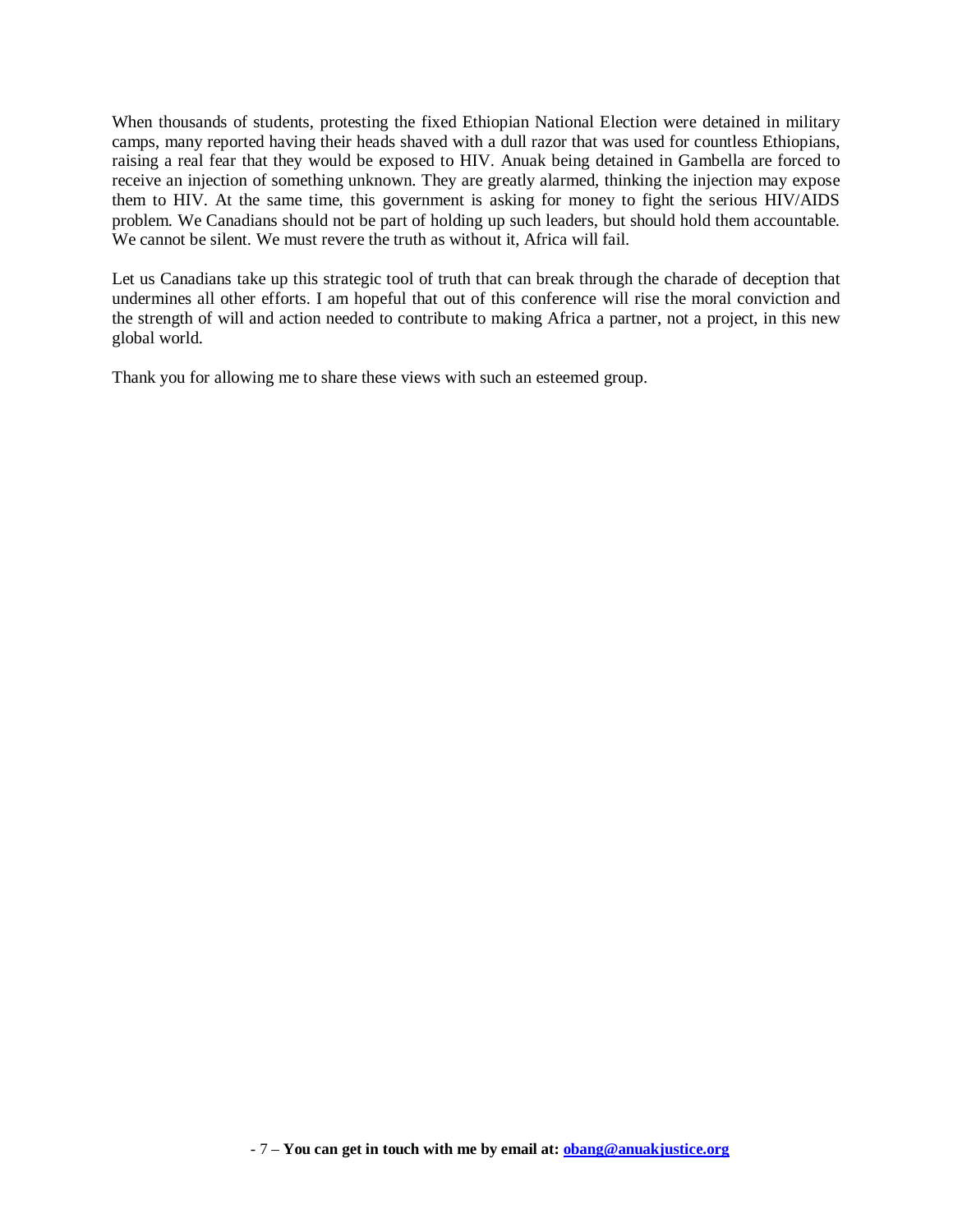When thousands of students, protesting the fixed Ethiopian National Election were detained in military camps, many reported having their heads shaved with a dull razor that was used for countless Ethiopians, raising a real fear that they would be exposed to HIV. Anuak being detained in Gambella are forced to receive an injection of something unknown. They are greatly alarmed, thinking the injection may expose them to HIV. At the same time, this government is asking for money to fight the serious HIV/AIDS problem. We Canadians should not be part of holding up such leaders, but should hold them accountable. We cannot be silent. We must revere the truth as without it, Africa will fail.

Let us Canadians take up this strategic tool of truth that can break through the charade of deception that undermines all other efforts. I am hopeful that out of this conference will rise the moral conviction and the strength of will and action needed to contribute to making Africa a partner, not a project, in this new global world.

Thank you for allowing me to share these views with such an esteemed group.